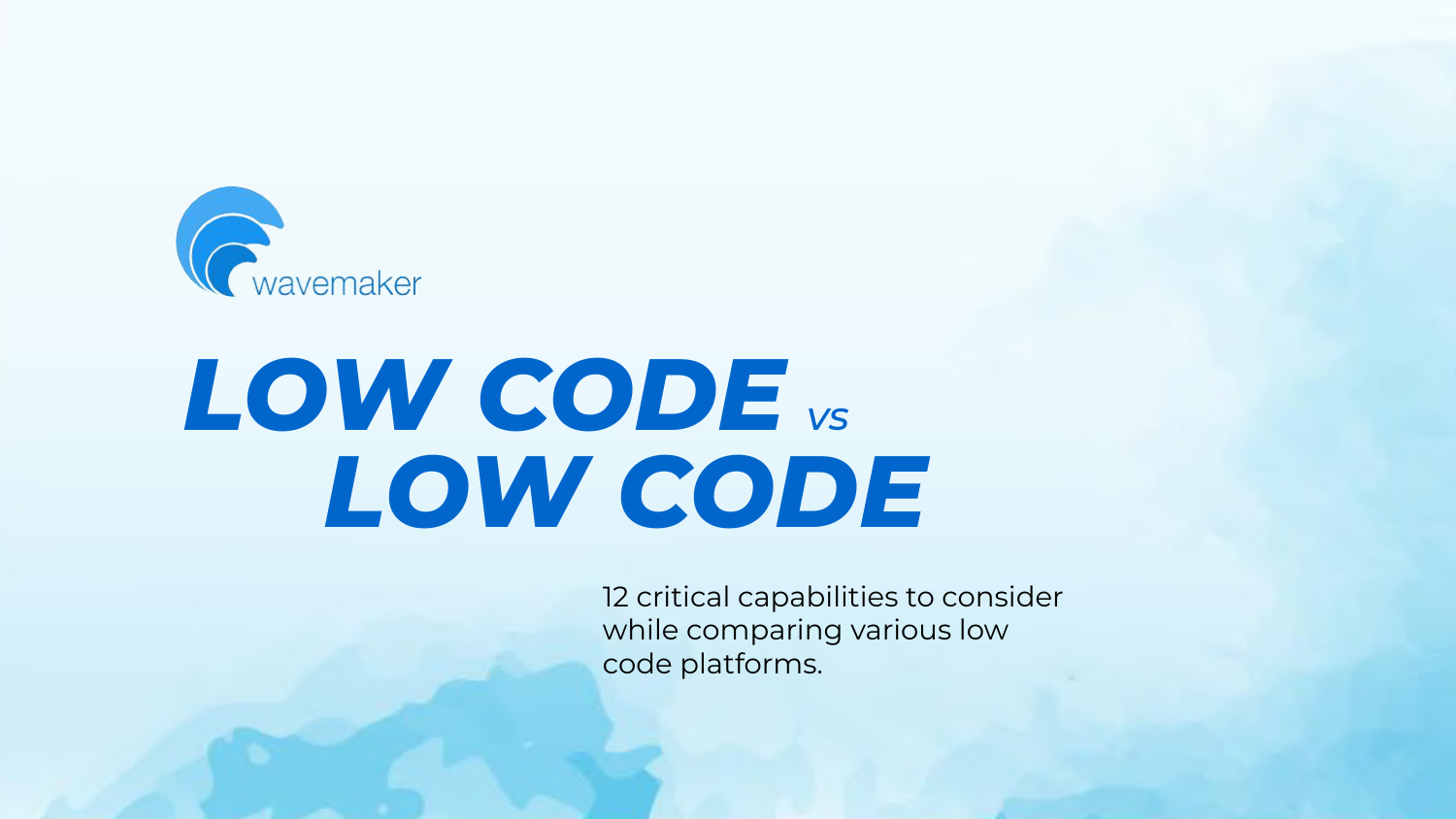wavemaker

# LOW CODE vs LOW CODE

12 critical capabilities to consider while comparing various low code platforms.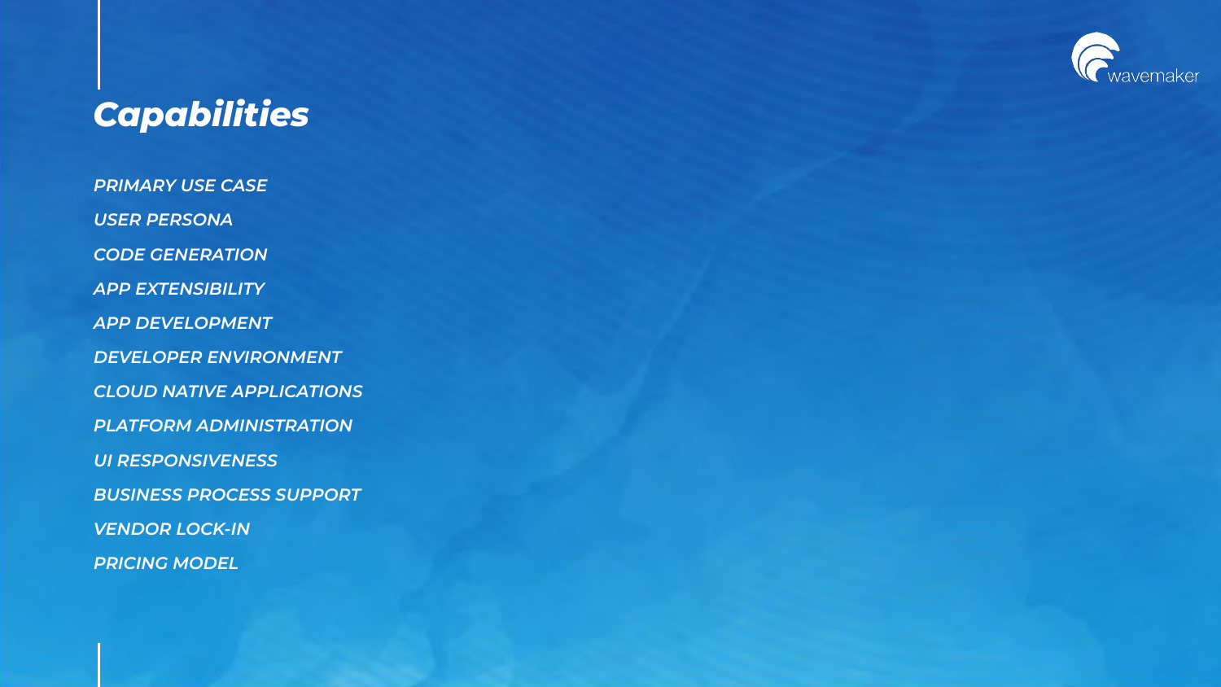# *Capabilities*

*PRIMARY USE CASE*

*USER PERSONA*

*CODE GENERATION*

*APP EXTENSIBILITY*

*APP DEVELOPMENT*

*DEVELOPER ENVIRONMENT*

*CLOUD NATIVE APPLICATIONS*

*PLATFORM ADMINISTRATION*

*UI RESPONSIVENESS*

*BUSINESS PROCESS SUPPORT*

*VENDOR LOCK-IN*

*PRICING MODEL*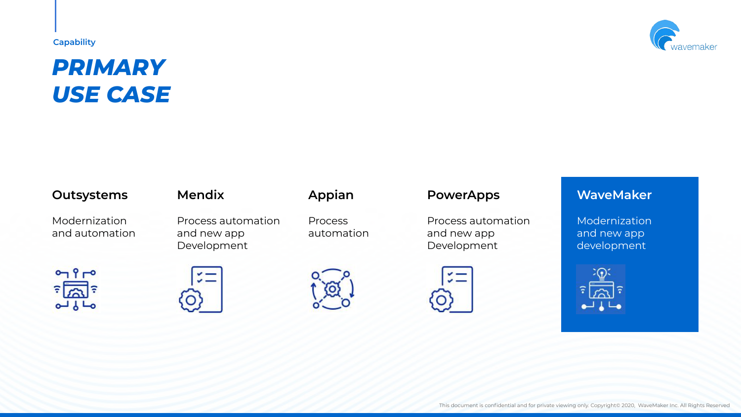Capability

# PRIMARY USE CASE

| Outsystems | Mendix | Appian | PowerApps | WaveMaker |
| --- | --- | --- | --- | --- |
| Modernization and automation | Process automation and new app Development | Process automation | Process automation and new app Development | Modernization and new app development |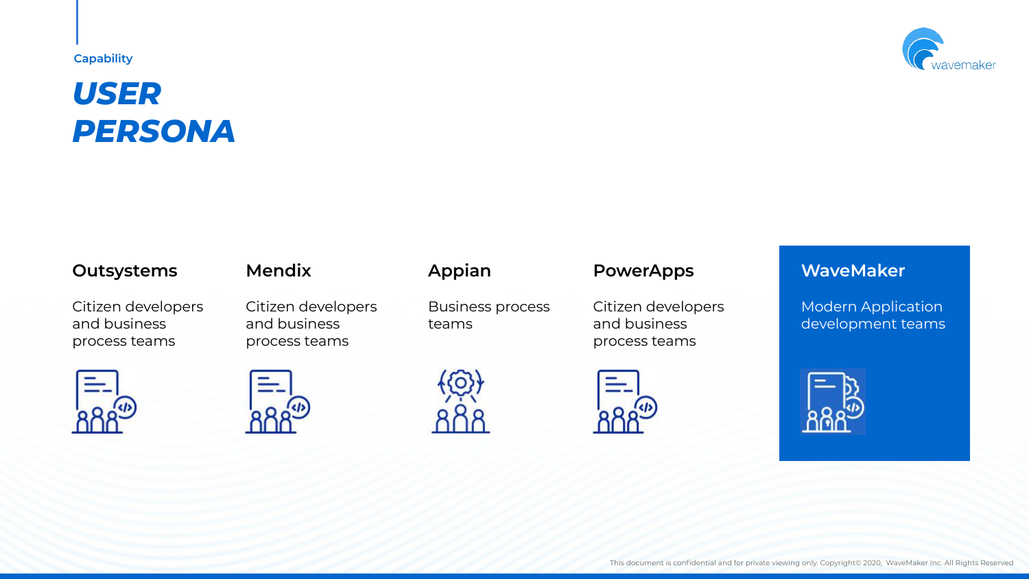Capability

# *USER PERSONA*

### Outsystems

Citizen developers and business process teams

### Mendix

Citizen developers and business process teams

### Appian

Business process teams

### PowerApps

Citizen developers and business process teams

### WaveMaker

Modern Application development teams

This document is confidential and for private viewing only. Copyright© 2020, WaveMaker Inc. All Rights Reserved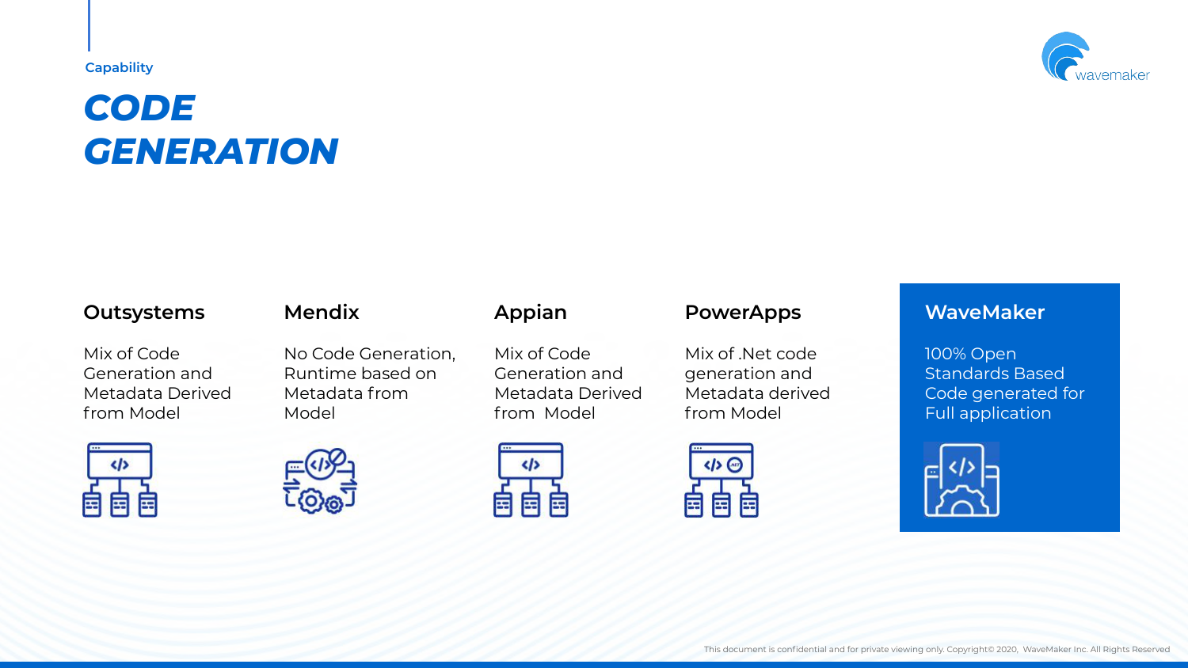Capability

# *CODE GENERATION*

### Outsystems

Mix of Code Generation and Metadata Derived from Model

### Mendix

No Code Generation, Runtime based on Metadata from Model

### Appian

Mix of Code Generation and Metadata Derived from Model

### PowerApps

Mix of .Net code generation and Metadata derived from Model

### WaveMaker

100% Open Standards Based Code generated for Full application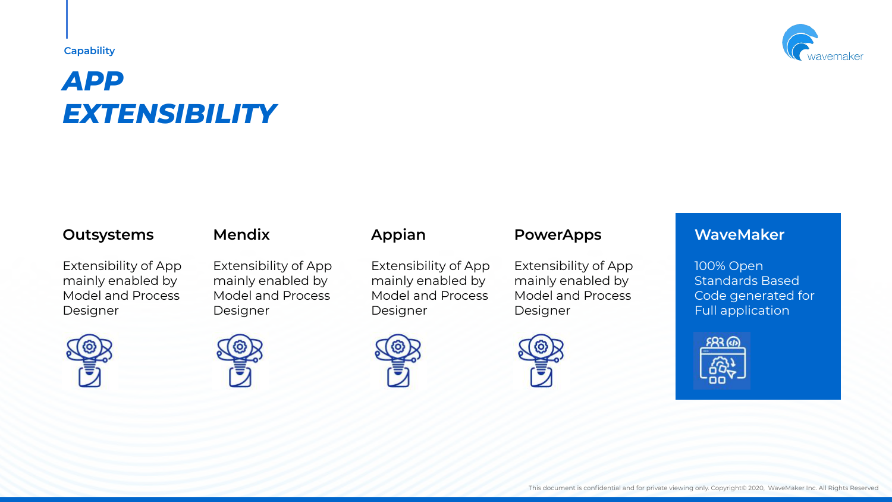Capability

# *APP EXTENSIBILITY*

### Outsystems

Extensibility of App mainly enabled by Model and Process Designer

### Mendix

Extensibility of App mainly enabled by Model and Process Designer

### Appian

Extensibility of App mainly enabled by Model and Process Designer

### PowerApps

Extensibility of App mainly enabled by Model and Process Designer

### WaveMaker

100% Open Standards Based Code generated for Full application

This document is confidential and for private viewing only. Copyright© 2020, WaveMaker Inc. All Rights Reserved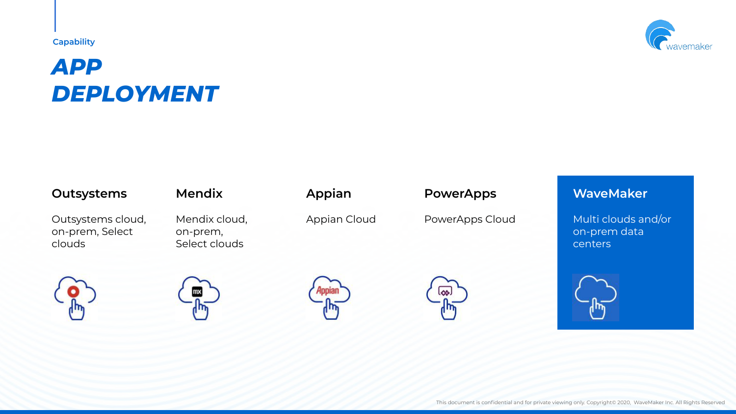Capability

# *APP DEPLOYMENT*

| Outsystems | Mendix | Appian | PowerApps | WaveMaker |
|---|---|---|---|---|
| Outsystems cloud, on-prem, Select clouds | Mendix cloud, on-prem, Select clouds | Appian Cloud | PowerApps Cloud | Multi clouds and/or on-prem data centers |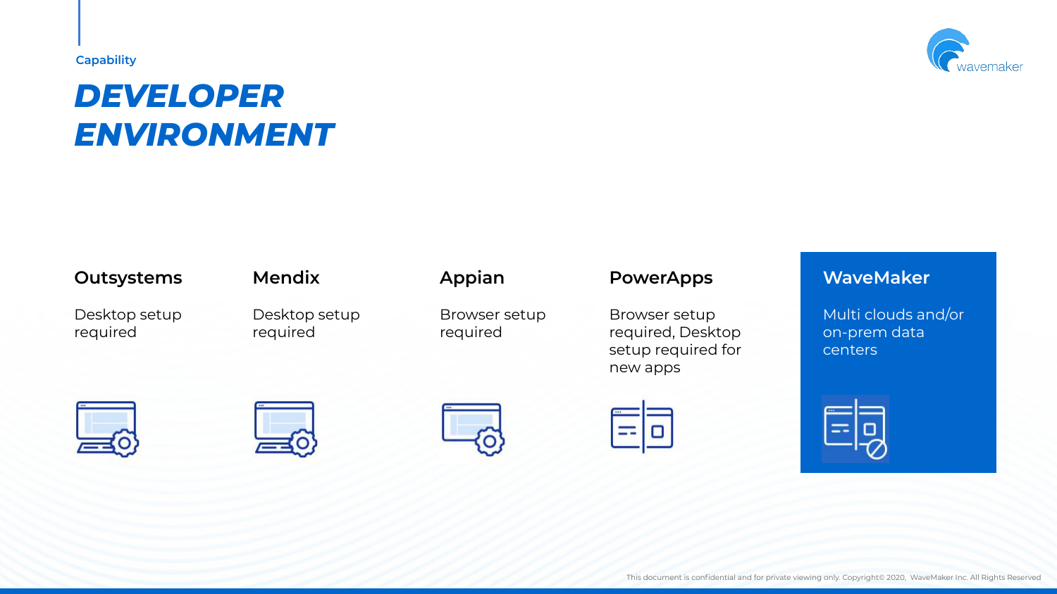Capability

# *DEVELOPER ENVIRONMENT*

| Outsystems | Mendix | Appian | PowerApps | WaveMaker |
| --- | --- | --- | --- | --- |
| Desktop setup required | Desktop setup required | Browser setup required | Browser setup required, Desktop setup required for new apps | Multi clouds and/or on-prem data centers |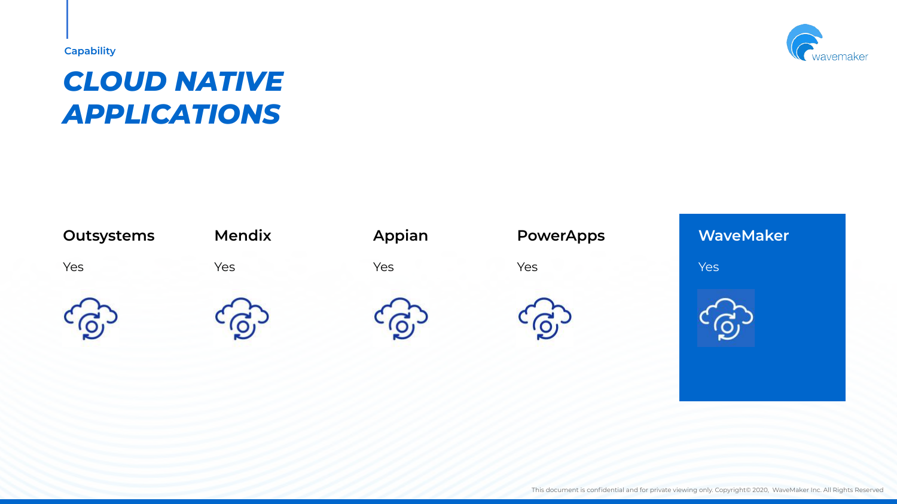Capability

# *CLOUD NATIVE APPLICATIONS*

| Outsystems | Mendix | Appian | PowerApps | WaveMaker |
| --- | --- | --- | --- | --- |
| Yes | Yes | Yes | Yes | Yes |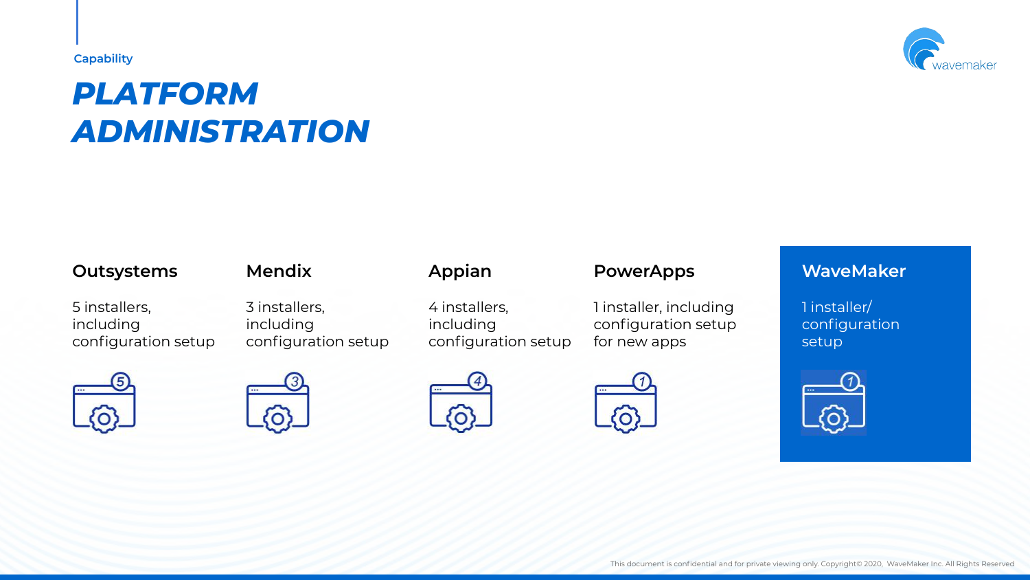Capability

# PLATFORM ADMINISTRATION

| Outsystems | Mendix | Appian | PowerApps | WaveMaker |
| --- | --- | --- | --- | --- |
| 5 installers, including configuration setup | 3 installers, including configuration setup | 4 installers, including configuration setup | 1 installer, including configuration setup for new apps | 1 installer/ configuration setup |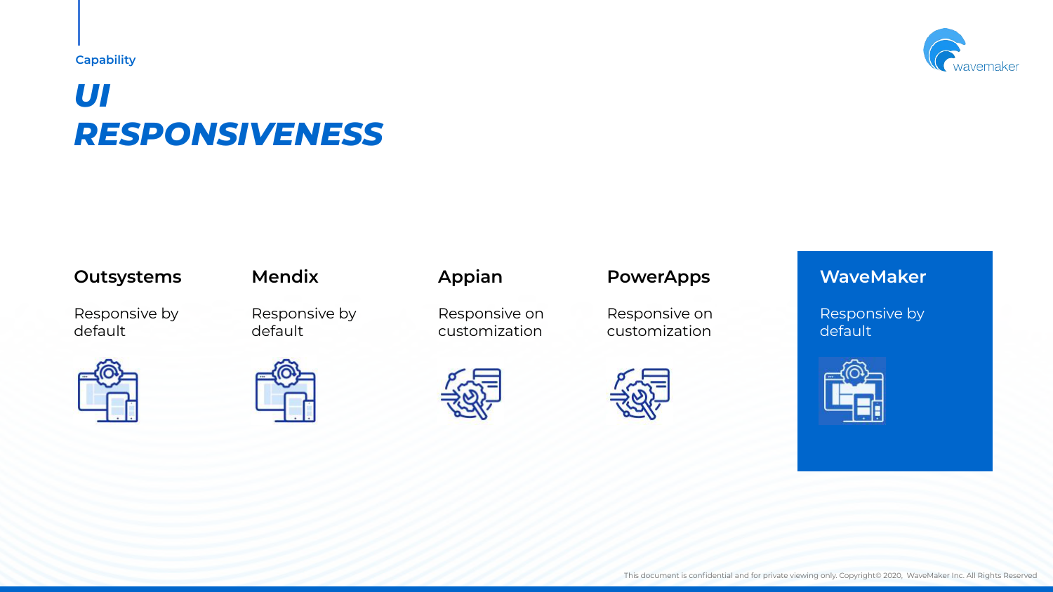Capability

# *UI RESPONSIVENESS*

### Outsystems

Responsive by default

### Mendix

Responsive by default

### Appian

Responsive on customization

### PowerApps

Responsive on customization

### WaveMaker

Responsive by default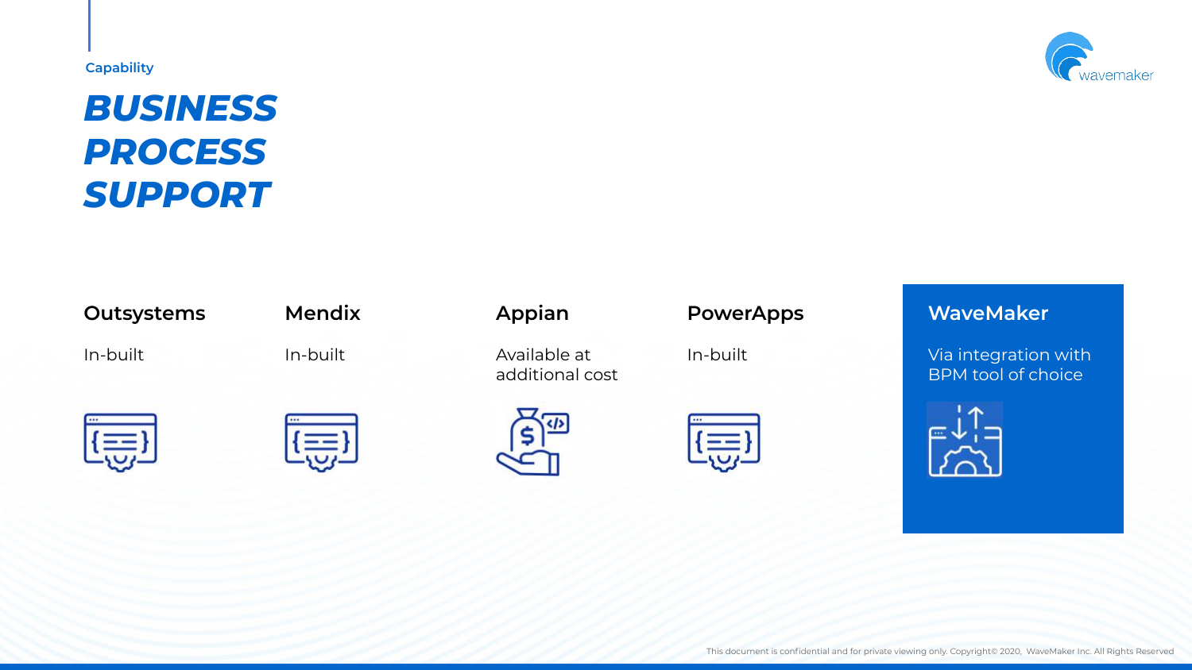Capability

# BUSINESS PROCESS SUPPORT

| Outsystems | Mendix | Appian | PowerApps | WaveMaker |
| --- | --- | --- | --- | --- |
| In-built | In-built | Available at additional cost | In-built | Via integration with BPM tool of choice |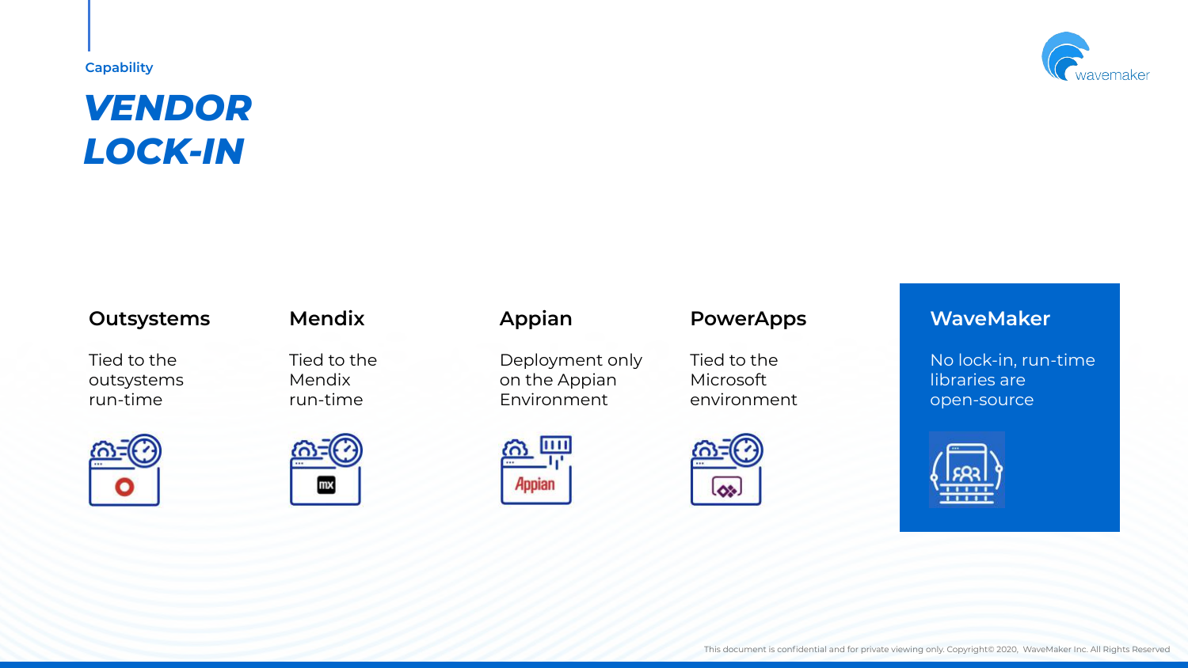Capability

# *VENDOR LOCK-IN*

### Outsystems

Tied to the outsystems run-time

### Mendix

Tied to the Mendix run-time

### Appian

Deployment only on the Appian Environment

### PowerApps

Tied to the Microsoft environment

### WaveMaker

No lock-in, run-time libraries are open-source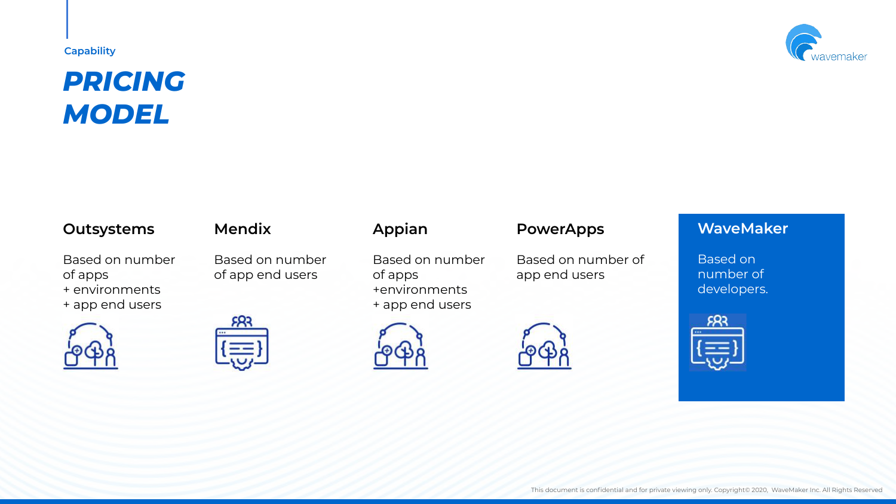Capability

# PRICING MODEL

### Outsystems

Based on number of apps
+ environments
+ app end users

### Mendix

Based on number of app end users

### Appian

Based on number of apps
+environments
+ app end users

### PowerApps

Based on number of app end users

### WaveMaker

Based on number of developers.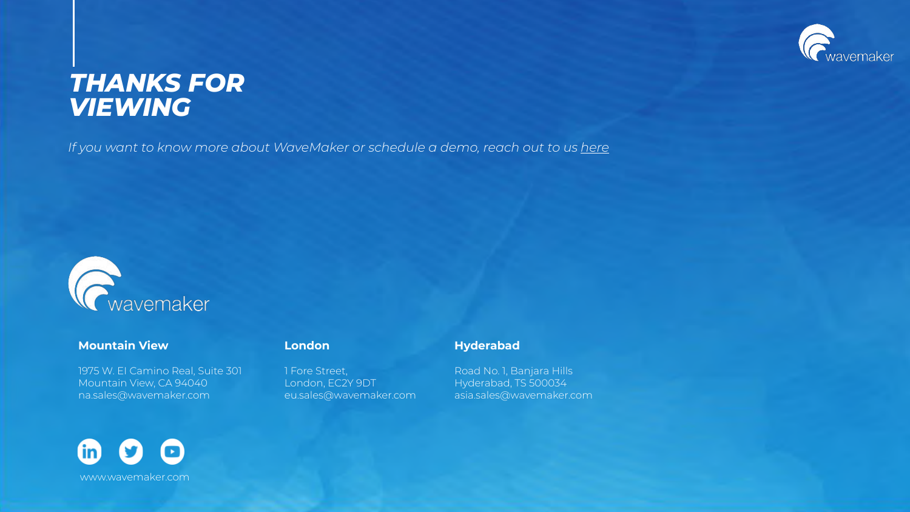# THANKS FOR VIEWING

*If you want to know more about WaveMaker or schedule a demo, reach out to us here*

**Mountain View**

1975 W. El Camino Real, Suite 301
Mountain View, CA 94040
na.sales@wavemaker.com

**London**

1 Fore Street,
London, EC2Y 9DT
eu.sales@wavemaker.com

**Hyderabad**

Road No. 1, Banjara Hills
Hyderabad, TS 500034
asia.sales@wavemaker.com

www.wavemaker.com